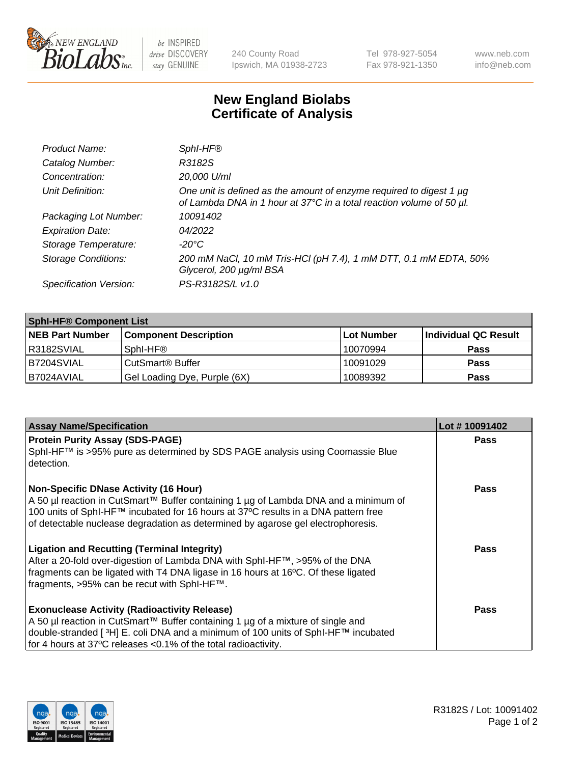New England BioLabs Inc. — be INSPIRED drive DISCOVERY stay GENUINE

240 County Road
Ipswich, MA 01938-2723

Tel 978-927-5054
Fax 978-921-1350

www.neb.com
info@neb.com

# New England Biolabs Certificate of Analysis

| | |
|---|---|
| *Product Name:* | *SphI-HF®* |
| *Catalog Number:* | *R3182S* |
| *Concentration:* | *20,000 U/ml* |
| *Unit Definition:* | *One unit is defined as the amount of enzyme required to digest 1 µg of Lambda DNA in 1 hour at 37°C in a total reaction volume of 50 µl.* |
| *Packaging Lot Number:* | *10091402* |
| *Expiration Date:* | *04/2022* |
| *Storage Temperature:* | *-20°C* |
| *Storage Conditions:* | *200 mM NaCl, 10 mM Tris-HCl (pH 7.4), 1 mM DTT, 0.1 mM EDTA, 50% Glycerol, 200 µg/ml BSA* |
| *Specification Version:* | *PS-R3182S/L v1.0* |

| **SphI-HF® Component List** | | | |
|---|---|---|---|
| **NEB Part Number** | **Component Description** | **Lot Number** | **Individual QC Result** |
| R3182SVIAL | SphI-HF® | 10070994 | **Pass** |
| B7204SVIAL | CutSmart® Buffer | 10091029 | **Pass** |
| B7024AVIAL | Gel Loading Dye, Purple (6X) | 10089392 | **Pass** |

| **Assay Name/Specification** | **Lot # 10091402** |
|---|---|
| **Protein Purity Assay (SDS-PAGE)** SphI-HF™ is >95% pure as determined by SDS PAGE analysis using Coomassie Blue detection. | **Pass** |
| **Non-Specific DNase Activity (16 Hour)** A 50 µl reaction in CutSmart™ Buffer containing 1 µg of Lambda DNA and a minimum of 100 units of SphI-HF™ incubated for 16 hours at 37ºC results in a DNA pattern free of detectable nuclease degradation as determined by agarose gel electrophoresis. | **Pass** |
| **Ligation and Recutting (Terminal Integrity)** After a 20-fold over-digestion of Lambda DNA with SphI-HF™, >95% of the DNA fragments can be ligated with T4 DNA ligase in 16 hours at 16ºC. Of these ligated fragments, >95% can be recut with SphI-HF™. | **Pass** |
| **Exonuclease Activity (Radioactivity Release)** A 50 µl reaction in CutSmart™ Buffer containing 1 µg of a mixture of single and double-stranded [ $^{3}$H] E. coli DNA and a minimum of 100 units of SphI-HF™ incubated for 4 hours at 37ºC releases <0.1% of the total radioactivity. | **Pass** |

R3182S / Lot: 10091402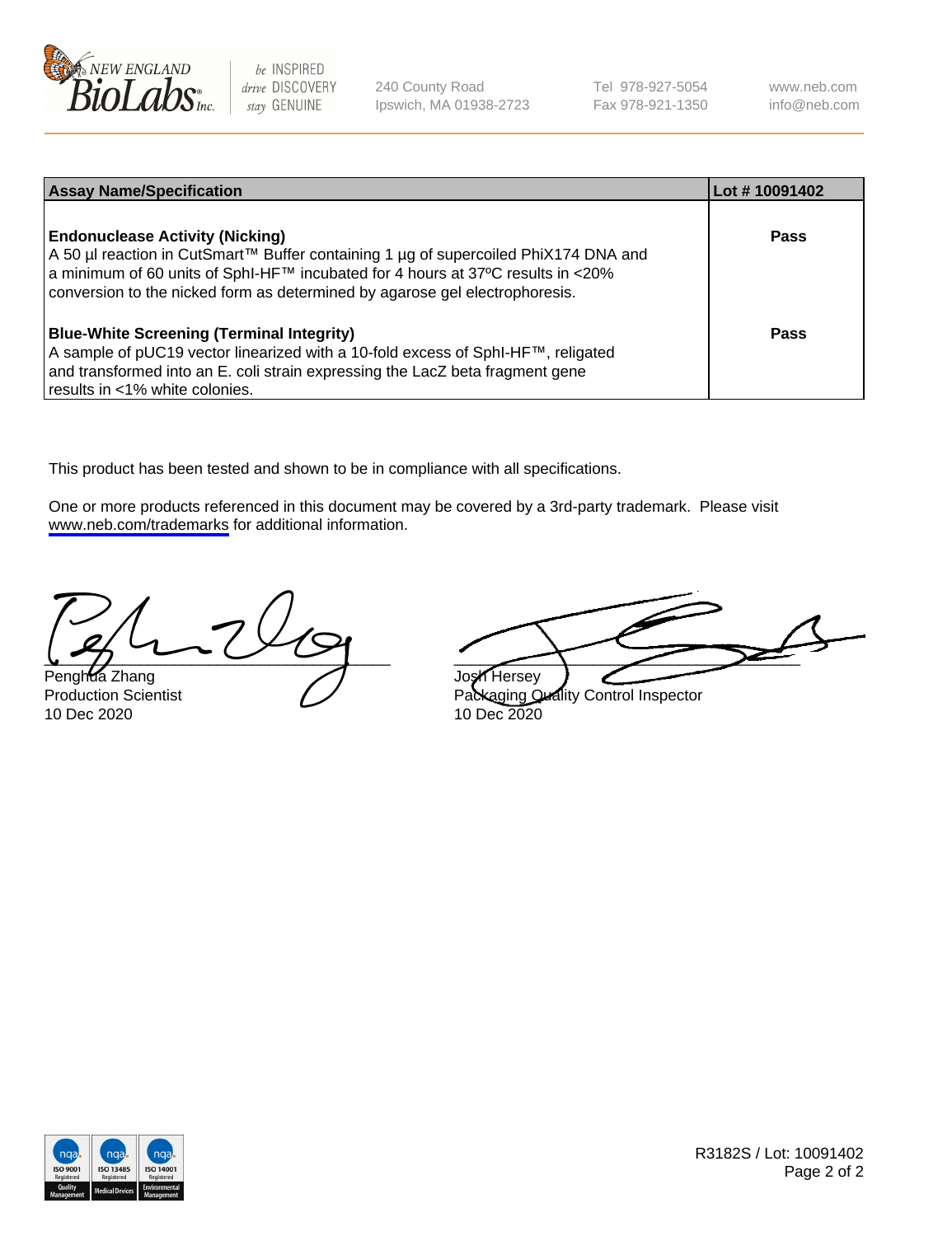| Assay Name/Specification | Lot # 10091402 |
|---|---|
| **Endonuclease Activity (Nicking)**<br>A 50 µl reaction in CutSmart™ Buffer containing 1 µg of supercoiled PhiX174 DNA and a minimum of 60 units of SphI-HF™ incubated for 4 hours at 37ºC results in <20% conversion to the nicked form as determined by agarose gel electrophoresis. | **Pass** |
| **Blue-White Screening (Terminal Integrity)**<br>A sample of pUC19 vector linearized with a 10-fold excess of SphI-HF™, religated and transformed into an E. coli strain expressing the LacZ beta fragment gene results in <1% white colonies. | **Pass** |

This product has been tested and shown to be in compliance with all specifications.

One or more products referenced in this document may be covered by a 3rd-party trademark. Please visit www.neb.com/trademarks for additional information.

Penghua Zhang
Production Scientist
10 Dec 2020

Josh Hersey
Packaging Quality Control Inspector
10 Dec 2020

R3182S / Lot: 10091402